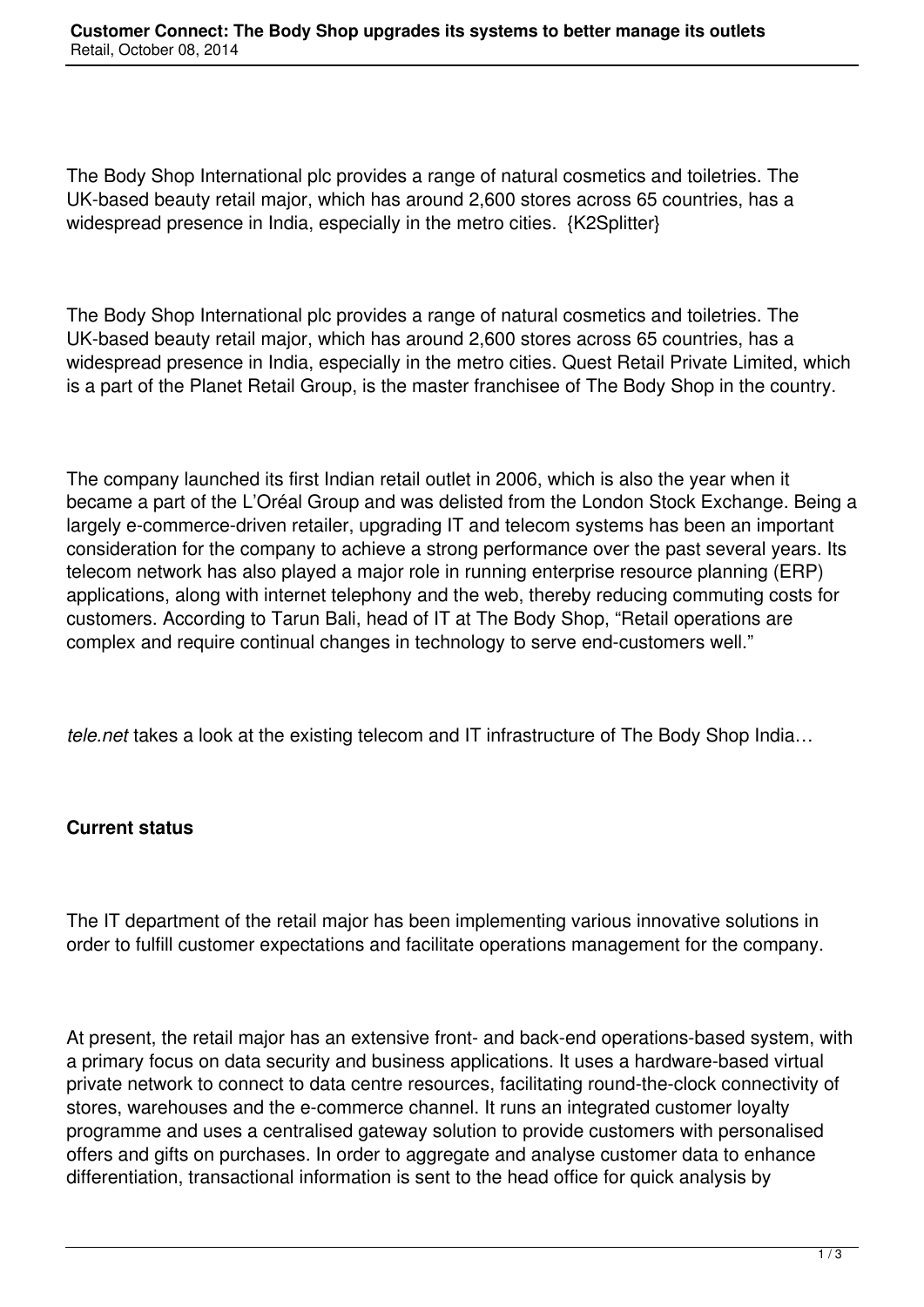The Body Shop International plc provides a range of natural cosmetics and toiletries. The UK-based beauty retail major, which has around 2,600 stores across 65 countries, has a widespread presence in India, especially in the metro cities. {K2Splitter}

The Body Shop International plc provides a range of natural cosmetics and toiletries. The UK-based beauty retail major, which has around 2,600 stores across 65 countries, has a widespread presence in India, especially in the metro cities. Quest Retail Private Limited, which is a part of the Planet Retail Group, is the master franchisee of The Body Shop in the country.

The company launched its first Indian retail outlet in 2006, which is also the year when it became a part of the L'Oréal Group and was delisted from the London Stock Exchange. Being a largely e-commerce-driven retailer, upgrading IT and telecom systems has been an important consideration for the company to achieve a strong performance over the past several years. Its telecom network has also played a major role in running enterprise resource planning (ERP) applications, along with internet telephony and the web, thereby reducing commuting costs for customers. According to Tarun Bali, head of IT at The Body Shop, "Retail operations are complex and require continual changes in technology to serve end-customers well."

*tele.net* takes a look at the existing telecom and IT infrastructure of The Body Shop India…

**Current status**

The IT department of the retail major has been implementing various innovative solutions in order to fulfill customer expectations and facilitate operations management for the company.

At present, the retail major has an extensive front- and back-end operations-based system, with a primary focus on data security and business applications. It uses a hardware-based virtual private network to connect to data centre resources, facilitating round-the-clock connectivity of stores, warehouses and the e-commerce channel. It runs an integrated customer loyalty programme and uses a centralised gateway solution to provide customers with personalised offers and gifts on purchases. In order to aggregate and analyse customer data to enhance differentiation, transactional information is sent to the head office for quick analysis by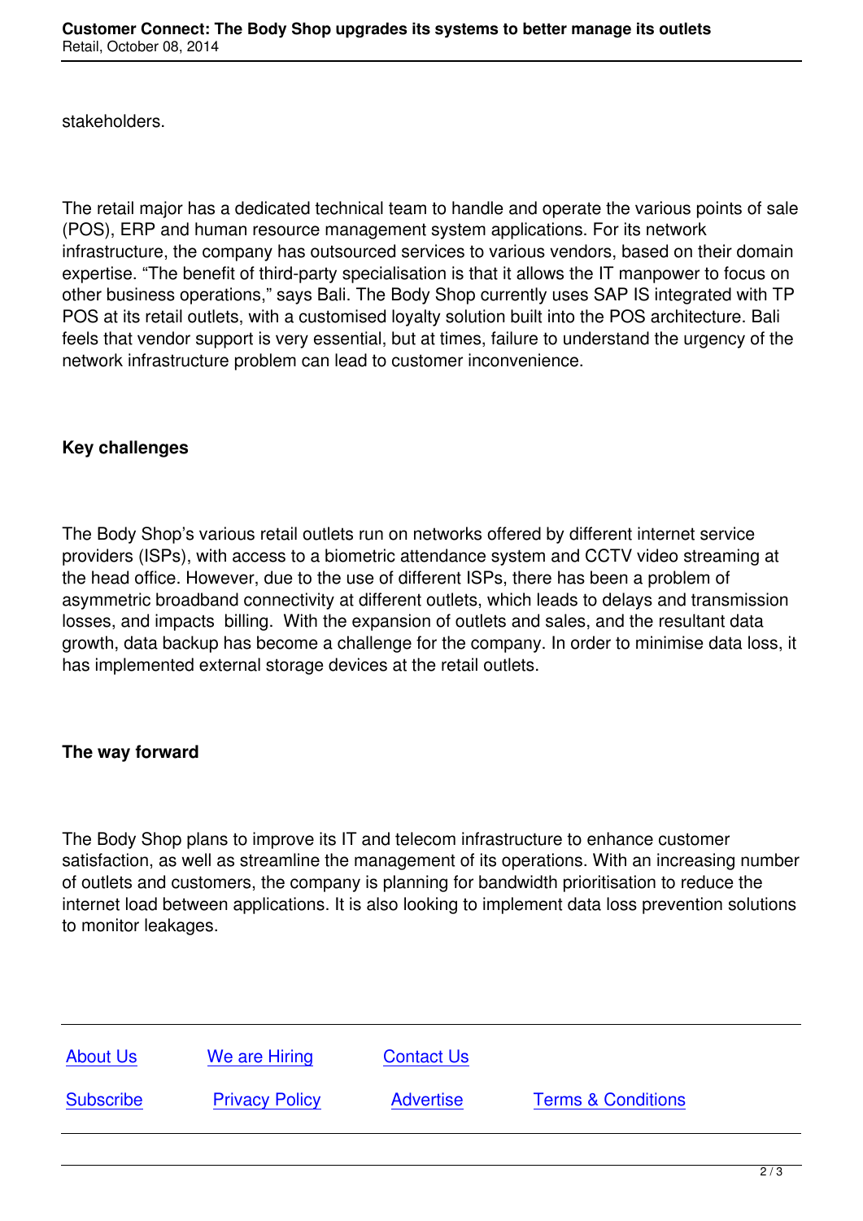stakeholders.

The retail major has a dedicated technical team to handle and operate the various points of sale (POS), ERP and human resource management system applications. For its network infrastructure, the company has outsourced services to various vendors, based on their domain expertise. “The benefit of third-party specialisation is that it allows the IT manpower to focus on other business operations,” says Bali. The Body Shop currently uses SAP IS integrated with TP POS at its retail outlets, with a customised loyalty solution built into the POS architecture. Bali feels that vendor support is very essential, but at times, failure to understand the urgency of the network infrastructure problem can lead to customer inconvenience.

**Key challenges**

The Body Shop’s various retail outlets run on networks offered by different internet service providers (ISPs), with access to a biometric attendance system and CCTV video streaming at the head office. However, due to the use of different ISPs, there has been a problem of asymmetric broadband connectivity at different outlets, which leads to delays and transmission losses, and impacts billing. With the expansion of outlets and sales, and the resultant data growth, data backup has become a challenge for the company. In order to minimise data loss, it has implemented external storage devices at the retail outlets.

**The way forward**

The Body Shop plans to improve its IT and telecom infrastructure to enhance customer satisfaction, as well as streamline the management of its operations. With an increasing number of outlets and customers, the company is planning for bandwidth prioritisation to reduce the internet load between applications. It is also looking to implement data loss prevention solutions to monitor leakages.

---

[About Us](#) [We are Hiring](#) [Contact Us](#)

[Subscribe](#) [Privacy Policy](#) [Advertise](#) [Terms & Conditions](#)

---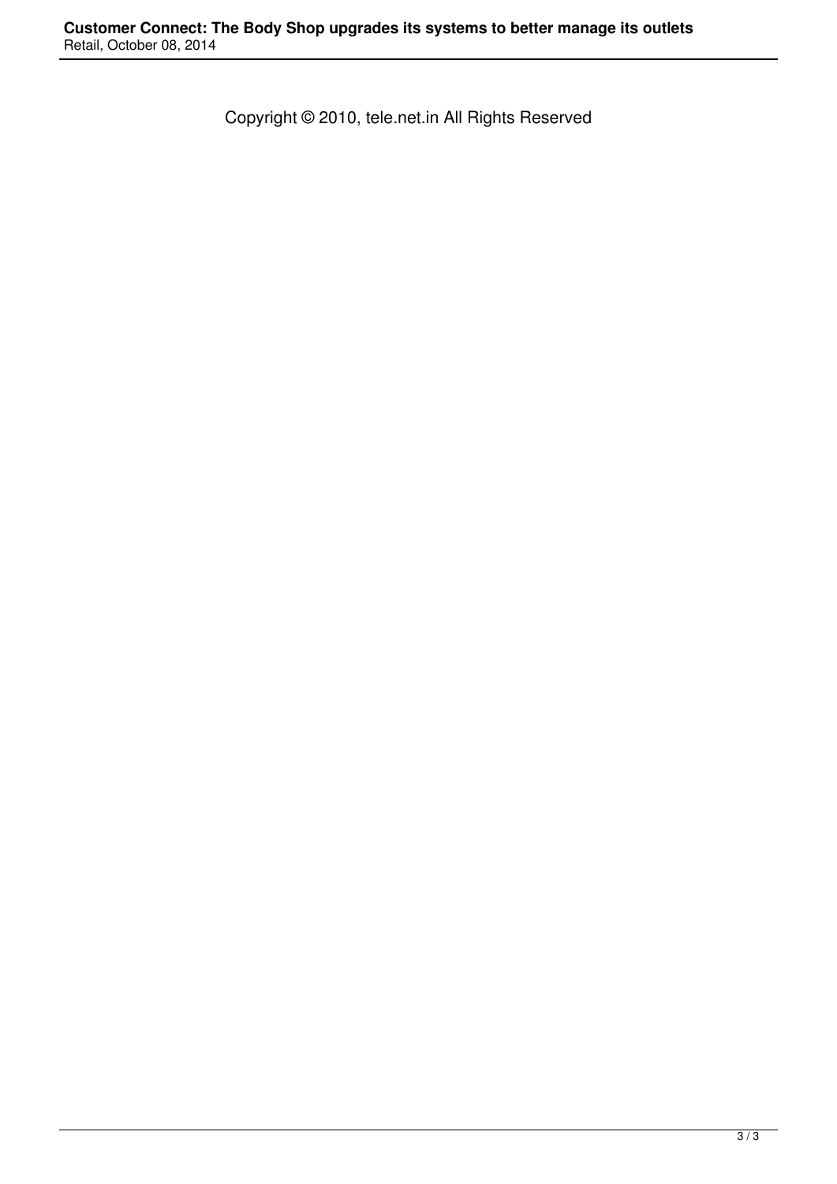Copyright © 2010, tele.net.in All Rights Reserved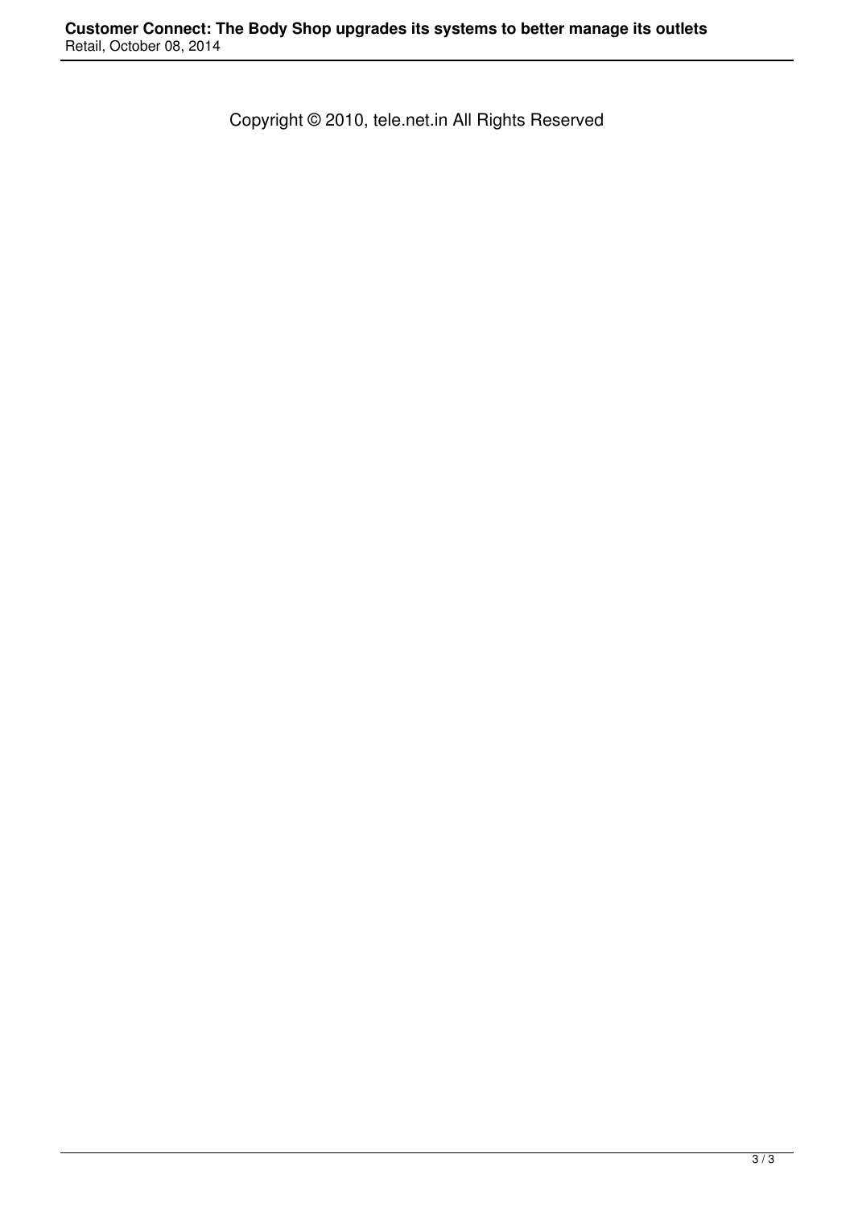Copyright © 2010, tele.net.in All Rights Reserved